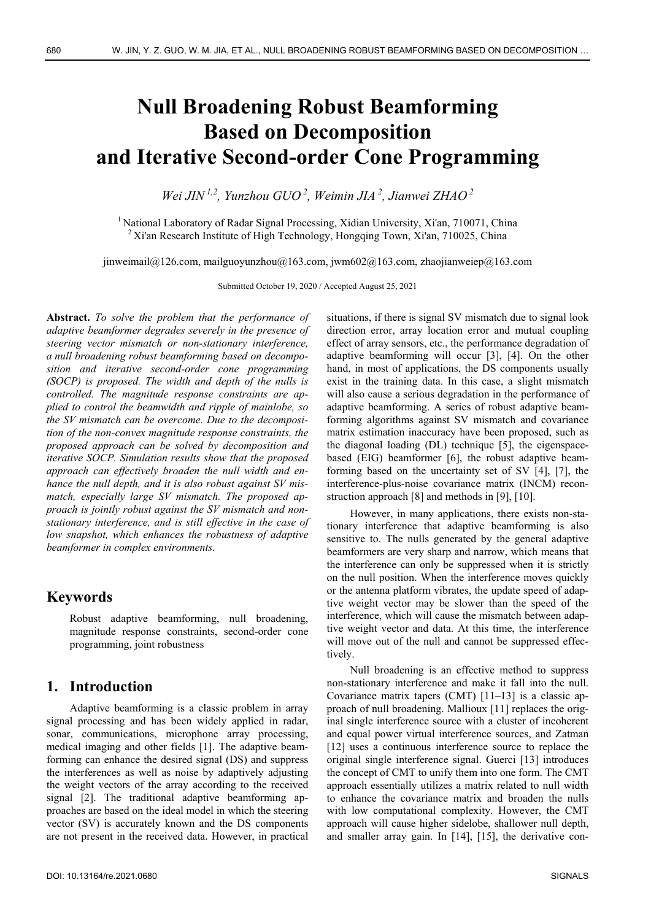# Null Broadening Robust Beamforming Based on Decomposition and Iterative Second-order Cone Programming

*Wei JIN[1,2], Yunzhou GUO[2], Weimin JIA[2], Jianwei ZHAO[2]*

[1] National Laboratory of Radar Signal Processing, Xidian University, Xi'an, 710071, China
[2] Xi'an Research Institute of High Technology, Hongqing Town, Xi'an, 710025, China

jinweimail@126.com, mailguoyunzhou@163.com, jwm602@163.com, zhaojianweiep@163.com

Submitted October 19, 2020 / Accepted August 25, 2021

**Abstract.** *To solve the problem that the performance of adaptive beamformer degrades severely in the presence of steering vector mismatch or non-stationary interference, a null broadening robust beamforming based on decomposition and iterative second-order cone programming (SOCP) is proposed. The width and depth of the nulls is controlled. The magnitude response constraints are applied to control the beamwidth and ripple of mainlobe, so the SV mismatch can be overcome. Due to the decomposition of the non-convex magnitude response constraints, the proposed approach can be solved by decomposition and iterative SOCP. Simulation results show that the proposed approach can effectively broaden the null width and enhance the null depth, and it is also robust against SV mismatch, especially large SV mismatch. The proposed approach is jointly robust against the SV mismatch and non-stationary interference, and is still effective in the case of low snapshot, which enhances the robustness of adaptive beamformer in complex environments.*

## Keywords

Robust adaptive beamforming, null broadening, magnitude response constraints, second-order cone programming, joint robustness

## 1. Introduction

Adaptive beamforming is a classic problem in array signal processing and has been widely applied in radar, sonar, communications, microphone array processing, medical imaging and other fields [1]. The adaptive beamforming can enhance the desired signal (DS) and suppress the interferences as well as noise by adaptively adjusting the weight vectors of the array according to the received signal [2]. The traditional adaptive beamforming approaches are based on the ideal model in which the steering vector (SV) is accurately known and the DS components are not present in the received data. However, in practical situations, if there is signal SV mismatch due to signal look direction error, array location error and mutual coupling effect of array sensors, etc., the performance degradation of adaptive beamforming will occur [3], [4]. On the other hand, in most of applications, the DS components usually exist in the training data. In this case, a slight mismatch will also cause a serious degradation in the performance of adaptive beamforming. A series of robust adaptive beamforming algorithms against SV mismatch and covariance matrix estimation inaccuracy have been proposed, such as the diagonal loading (DL) technique [5], the eigenspace-based (EIG) beamformer [6], the robust adaptive beamforming based on the uncertainty set of SV [4], [7], the interference-plus-noise covariance matrix (INCM) reconstruction approach [8] and methods in [9], [10].

However, in many applications, there exists non-stationary interference that adaptive beamforming is also sensitive to. The nulls generated by the general adaptive beamformers are very sharp and narrow, which means that the interference can only be suppressed when it is strictly on the null position. When the interference moves quickly or the antenna platform vibrates, the update speed of adaptive weight vector may be slower than the speed of the interference, which will cause the mismatch between adaptive weight vector and data. At this time, the interference will move out of the null and cannot be suppressed effectively.

Null broadening is an effective method to suppress non-stationary interference and make it fall into the null. Covariance matrix tapers (CMT) [11–13] is a classic approach of null broadening. Mailloux [11] replaces the original single interference source with a cluster of incoherent and equal power virtual interference sources, and Zatman [12] uses a continuous interference source to replace the original single interference signal. Guerci [13] introduces the concept of CMT to unify them into one form. The CMT approach essentially utilizes a matrix related to null width to enhance the covariance matrix and broaden the nulls with low computational complexity. However, the CMT approach will cause higher sidelobe, shallower null depth, and smaller array gain. In [14], [15], the derivative con-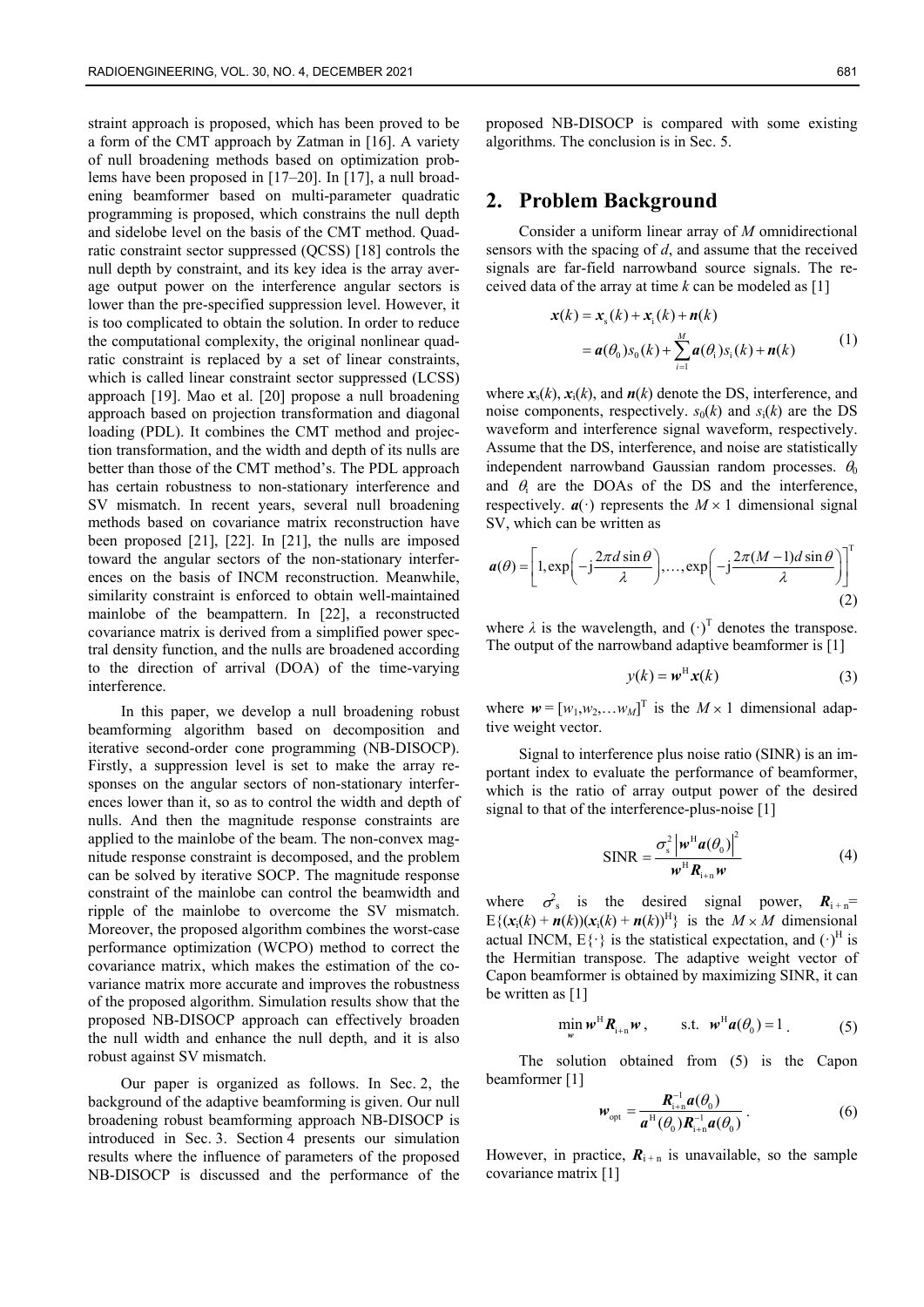straint approach is proposed, which has been proved to be a form of the CMT approach by Zatman in [16]. A variety of null broadening methods based on optimization problems have been proposed in [17–20]. In [17], a null broadening beamformer based on multi-parameter quadratic programming is proposed, which constrains the null depth and sidelobe level on the basis of the CMT method. Quadratic constraint sector suppressed (QCSS) [18] controls the null depth by constraint, and its key idea is the array average output power on the interference angular sectors is lower than the pre-specified suppression level. However, it is too complicated to obtain the solution. In order to reduce the computational complexity, the original nonlinear quadratic constraint is replaced by a set of linear constraints, which is called linear constraint sector suppressed (LCSS) approach [19]. Mao et al. [20] propose a null broadening approach based on projection transformation and diagonal loading (PDL). It combines the CMT method and projection transformation, and the width and depth of its nulls are better than those of the CMT method's. The PDL approach has certain robustness to non-stationary interference and SV mismatch. In recent years, several null broadening methods based on covariance matrix reconstruction have been proposed [21], [22]. In [21], the nulls are imposed toward the angular sectors of the non-stationary interferences on the basis of INCM reconstruction. Meanwhile, similarity constraint is enforced to obtain well-maintained mainlobe of the beampattern. In [22], a reconstructed covariance matrix is derived from a simplified power spectral density function, and the nulls are broadened according to the direction of arrival (DOA) of the time-varying interference.

In this paper, we develop a null broadening robust beamforming algorithm based on decomposition and iterative second-order cone programming (NB-DISOCP). Firstly, a suppression level is set to make the array responses on the angular sectors of non-stationary interferences lower than it, so as to control the width and depth of nulls. And then the magnitude response constraints are applied to the mainlobe of the beam. The non-convex magnitude response constraint is decomposed, and the problem can be solved by iterative SOCP. The magnitude response constraint of the mainlobe can control the beamwidth and ripple of the mainlobe to overcome the SV mismatch. Moreover, the proposed algorithm combines the worst-case performance optimization (WCPO) method to correct the covariance matrix, which makes the estimation of the covariance matrix more accurate and improves the robustness of the proposed algorithm. Simulation results show that the proposed NB-DISOCP approach can effectively broaden the null width and enhance the null depth, and it is also robust against SV mismatch.

Our paper is organized as follows. In Sec. 2, the background of the adaptive beamforming is given. Our null broadening robust beamforming approach NB-DISOCP is introduced in Sec. 3. Section 4 presents our simulation results where the influence of parameters of the proposed NB-DISOCP is discussed and the performance of the proposed NB-DISOCP is compared with some existing algorithms. The conclusion is in Sec. 5.

## 2. Problem Background

Consider a uniform linear array of $M$ omnidirectional sensors with the spacing of $d$, and assume that the received signals are far-field narrowband source signals. The received data of the array at time $k$ can be modeled as [1]

$$\begin{aligned}\boldsymbol{x}(k) &= \boldsymbol{x}_{\mathrm{s}}(k) + \boldsymbol{x}_{\mathrm{i}}(k) + \boldsymbol{n}(k) \\ &= \boldsymbol{a}(\theta_0)s_0(k) + \sum_{i=1}^{M}\boldsymbol{a}(\theta_{\mathrm{i}})s_{\mathrm{i}}(k) + \boldsymbol{n}(k)\end{aligned} \tag{1}$$

where $\boldsymbol{x}_{\mathrm{s}}(k)$, $\boldsymbol{x}_{\mathrm{i}}(k)$, and $\boldsymbol{n}(k)$ denote the DS, interference, and noise components, respectively. $s_0(k)$ and $s_{\mathrm{i}}(k)$ are the DS waveform and interference signal waveform, respectively. Assume that the DS, interference, and noise are statistically independent narrowband Gaussian random processes. $\theta_0$ and $\theta_{\mathrm{i}}$ are the DOAs of the DS and the interference, respectively. $\boldsymbol{a}(\cdot)$ represents the $M \times 1$ dimensional signal SV, which can be written as

$$\boldsymbol{a}(\theta) = \left[1, \exp\left(-\mathrm{j}\frac{2\pi d \sin\theta}{\lambda}\right), \ldots, \exp\left(-\mathrm{j}\frac{2\pi(M-1)d\sin\theta}{\lambda}\right)\right]^{\mathrm{T}} \tag{2}$$

where $\lambda$ is the wavelength, and $(\cdot)^{\mathrm{T}}$ denotes the transpose. The output of the narrowband adaptive beamformer is [1]

$$y(k) = \boldsymbol{w}^{\mathrm{H}}\boldsymbol{x}(k) \tag{3}$$

where $\boldsymbol{w} = [w_1, w_2, \ldots w_M]^{\mathrm{T}}$ is the $M \times 1$ dimensional adaptive weight vector.

Signal to interference plus noise ratio (SINR) is an important index to evaluate the performance of beamformer, which is the ratio of array output power of the desired signal to that of the interference-plus-noise [1]

$$\mathrm{SINR} = \frac{\sigma_{\mathrm{s}}^2 \left|\boldsymbol{w}^{\mathrm{H}}\boldsymbol{a}(\theta_0)\right|^2}{\boldsymbol{w}^{\mathrm{H}}\boldsymbol{R}_{\mathrm{i+n}}\boldsymbol{w}} \tag{4}$$

where $\sigma_{\mathrm{s}}^2$ is the desired signal power, $\boldsymbol{R}_{\mathrm{i+n}} = \mathrm{E}\{(\boldsymbol{x}_{\mathrm{i}}(k) + \boldsymbol{n}(k))(\boldsymbol{x}_{\mathrm{i}}(k) + \boldsymbol{n}(k))^{\mathrm{H}}\}$ is the $M \times M$ dimensional actual INCM, $\mathrm{E}\{\cdot\}$ is the statistical expectation, and $(\cdot)^{\mathrm{H}}$ is the Hermitian transpose. The adaptive weight vector of Capon beamformer is obtained by maximizing SINR, it can be written as [1]

$$\min_{\boldsymbol{w}} \boldsymbol{w}^{\mathrm{H}}\boldsymbol{R}_{\mathrm{i+n}}\boldsymbol{w}, \qquad \text{s.t.} \quad \boldsymbol{w}^{\mathrm{H}}\boldsymbol{a}(\theta_0) = 1. \tag{5}$$

The solution obtained from (5) is the Capon beamformer [1]

$$\boldsymbol{w}_{\mathrm{opt}} = \frac{\boldsymbol{R}_{\mathrm{i+n}}^{-1}\boldsymbol{a}(\theta_0)}{\boldsymbol{a}^{\mathrm{H}}(\theta_0)\boldsymbol{R}_{\mathrm{i+n}}^{-1}\boldsymbol{a}(\theta_0)}. \tag{6}$$

However, in practice, $\boldsymbol{R}_{\mathrm{i+n}}$ is unavailable, so the sample covariance matrix [1]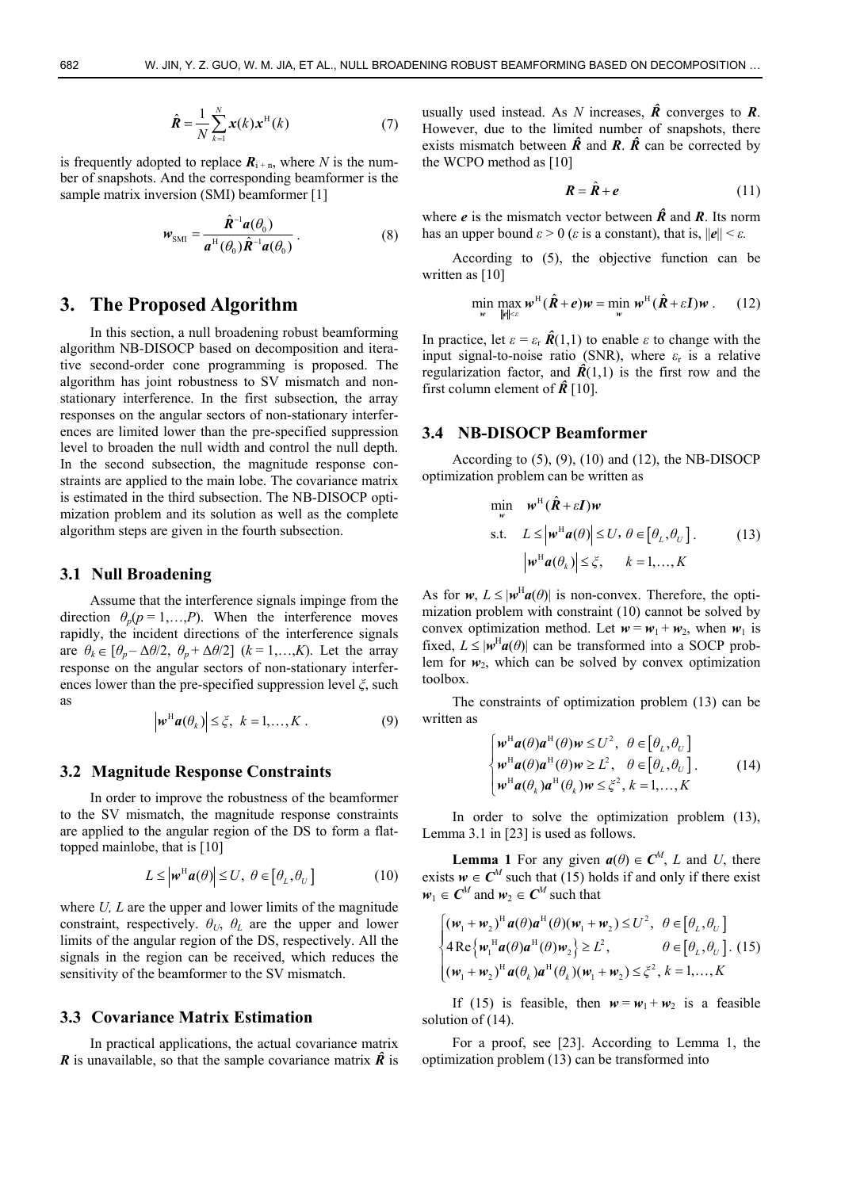$$\hat{\boldsymbol{R}} = \frac{1}{N}\sum_{k=1}^{N} \boldsymbol{x}(k)\boldsymbol{x}^{\mathrm{H}}(k) \tag{7}$$

is frequently adopted to replace $\boldsymbol{R}_{\mathrm{i+n}}$, where $N$ is the number of snapshots. And the corresponding beamformer is the sample matrix inversion (SMI) beamformer [1]

$$\boldsymbol{w}_{\mathrm{SMI}} = \frac{\hat{\boldsymbol{R}}^{-1}\boldsymbol{a}(\theta_0)}{\boldsymbol{a}^{\mathrm{H}}(\theta_0)\hat{\boldsymbol{R}}^{-1}\boldsymbol{a}(\theta_0)} . \tag{8}$$

# 3. The Proposed Algorithm

In this section, a null broadening robust beamforming algorithm NB-DISOCP based on decomposition and iterative second-order cone programming is proposed. The algorithm has joint robustness to SV mismatch and non-stationary interference. In the first subsection, the array responses on the angular sectors of non-stationary interferences are limited lower than the pre-specified suppression level to broaden the null width and control the null depth. In the second subsection, the magnitude response constraints are applied to the main lobe. The covariance matrix is estimated in the third subsection. The NB-DISOCP optimization problem and its solution as well as the complete algorithm steps are given in the fourth subsection.

## 3.1 Null Broadening

Assume that the interference signals impinge from the direction $\theta_p (p = 1,\ldots,P)$. When the interference moves rapidly, the incident directions of the interference signals are $\theta_k \in [\theta_p - \Delta\theta/2,\ \theta_p + \Delta\theta/2]$ $(k = 1,\ldots,K)$. Let the array response on the angular sectors of non-stationary interferences lower than the pre-specified suppression level $\xi$, such as

$$\left|\boldsymbol{w}^{\mathrm{H}}\boldsymbol{a}(\theta_k)\right| \le \xi,\ \ k = 1,\ldots,K . \tag{9}$$

## 3.2 Magnitude Response Constraints

In order to improve the robustness of the beamformer to the SV mismatch, the magnitude response constraints are applied to the angular region of the DS to form a flat-topped mainlobe, that is [10]

$$L \le \left|\boldsymbol{w}^{\mathrm{H}}\boldsymbol{a}(\theta)\right| \le U,\ \theta \in \left[\theta_L, \theta_U\right] \tag{10}$$

where $U$, $L$ are the upper and lower limits of the magnitude constraint, respectively. $\theta_U$, $\theta_L$ are the upper and lower limits of the angular region of the DS, respectively. All the signals in the region can be received, which reduces the sensitivity of the beamformer to the SV mismatch.

## 3.3 Covariance Matrix Estimation

In practical applications, the actual covariance matrix $\boldsymbol{R}$ is unavailable, so that the sample covariance matrix $\hat{\boldsymbol{R}}$ is usually used instead. As $N$ increases, $\hat{\boldsymbol{R}}$ converges to $\boldsymbol{R}$. However, due to the limited number of snapshots, there exists mismatch between $\hat{\boldsymbol{R}}$ and $\boldsymbol{R}$. $\hat{\boldsymbol{R}}$ can be corrected by the WCPO method as [10]

$$\boldsymbol{R} = \hat{\boldsymbol{R}} + \boldsymbol{e} \tag{11}$$

where $\boldsymbol{e}$ is the mismatch vector between $\hat{\boldsymbol{R}}$ and $\boldsymbol{R}$. Its norm has an upper bound $\varepsilon > 0$ ($\varepsilon$ is a constant), that is, $\|\boldsymbol{e}\| < \varepsilon$.

According to (5), the objective function can be written as [10]

$$\min_{\boldsymbol{w}} \max_{\|\boldsymbol{e}\|<\varepsilon} \boldsymbol{w}^{\mathrm{H}}(\hat{\boldsymbol{R}} + \boldsymbol{e})\boldsymbol{w} = \min_{\boldsymbol{w}} \boldsymbol{w}^{\mathrm{H}}(\hat{\boldsymbol{R}} + \varepsilon\boldsymbol{I})\boldsymbol{w} . \tag{12}$$

In practice, let $\varepsilon = \varepsilon_{\mathrm{r}}\hat{\boldsymbol{R}}(1,1)$ to enable $\varepsilon$ to change with the input signal-to-noise ratio (SNR), where $\varepsilon_{\mathrm{r}}$ is a relative regularization factor, and $\hat{\boldsymbol{R}}(1,1)$ is the first row and the first column element of $\hat{\boldsymbol{R}}$ [10].

## 3.4 NB-DISOCP Beamformer

According to (5), (9), (10) and (12), the NB-DISOCP optimization problem can be written as

$$\begin{aligned} \min_{\boldsymbol{w}} \quad & \boldsymbol{w}^{\mathrm{H}}(\hat{\boldsymbol{R}} + \varepsilon\boldsymbol{I})\boldsymbol{w} \\ \text{s.t.} \quad & L \le \left|\boldsymbol{w}^{\mathrm{H}}\boldsymbol{a}(\theta)\right| \le U,\ \theta \in \left[\theta_L, \theta_U\right] . \\ & \left|\boldsymbol{w}^{\mathrm{H}}\boldsymbol{a}(\theta_k)\right| \le \xi, \quad k = 1,\ldots,K \end{aligned} \tag{13}$$

As for $\boldsymbol{w}$, $L \le |\boldsymbol{w}^{\mathrm{H}}\boldsymbol{a}(\theta)|$ is non-convex. Therefore, the optimization problem with constraint (10) cannot be solved by convex optimization method. Let $\boldsymbol{w} = \boldsymbol{w}_1 + \boldsymbol{w}_2$, when $\boldsymbol{w}_1$ is fixed, $L \le |\boldsymbol{w}^{\mathrm{H}}\boldsymbol{a}(\theta)|$ can be transformed into a SOCP problem for $\boldsymbol{w}_2$, which can be solved by convex optimization toolbox.

The constraints of optimization problem (13) can be written as

$$\begin{cases} \boldsymbol{w}^{\mathrm{H}}\boldsymbol{a}(\theta)\boldsymbol{a}^{\mathrm{H}}(\theta)\boldsymbol{w} \le U^2,\ \ \theta \in \left[\theta_L, \theta_U\right] \\ \boldsymbol{w}^{\mathrm{H}}\boldsymbol{a}(\theta)\boldsymbol{a}^{\mathrm{H}}(\theta)\boldsymbol{w} \ge L^2,\ \ \theta \in \left[\theta_L, \theta_U\right] \\ \boldsymbol{w}^{\mathrm{H}}\boldsymbol{a}(\theta_k)\boldsymbol{a}^{\mathrm{H}}(\theta_k)\boldsymbol{w} \le \xi^2,\ k = 1,\ldots,K \end{cases} . \tag{14}$$

In order to solve the optimization problem (13), Lemma 3.1 in [23] is used as follows.

**Lemma 1** For any given $\boldsymbol{a}(\theta) \in \boldsymbol{C}^M$, $L$ and $U$, there exists $\boldsymbol{w} \in \boldsymbol{C}^M$ such that (15) holds if and only if there exist $\boldsymbol{w}_1 \in \boldsymbol{C}^M$ and $\boldsymbol{w}_2 \in \boldsymbol{C}^M$ such that

$$\begin{cases} (\boldsymbol{w}_1 + \boldsymbol{w}_2)^{\mathrm{H}}\boldsymbol{a}(\theta)\boldsymbol{a}^{\mathrm{H}}(\theta)(\boldsymbol{w}_1 + \boldsymbol{w}_2) \le U^2,\ \ \theta \in \left[\theta_L, \theta_U\right] \\ 4\,\mathrm{Re}\left\{\boldsymbol{w}_1^{\mathrm{H}}\boldsymbol{a}(\theta)\boldsymbol{a}^{\mathrm{H}}(\theta)\boldsymbol{w}_2\right\} \ge L^2, \qquad \theta \in \left[\theta_L, \theta_U\right] \\ (\boldsymbol{w}_1 + \boldsymbol{w}_2)^{\mathrm{H}}\boldsymbol{a}(\theta_k)\boldsymbol{a}^{\mathrm{H}}(\theta_k)(\boldsymbol{w}_1 + \boldsymbol{w}_2) \le \xi^2,\ k = 1,\ldots,K \end{cases} . \tag{15}$$

If (15) is feasible, then $\boldsymbol{w} = \boldsymbol{w}_1 + \boldsymbol{w}_2$ is a feasible solution of (14).

For a proof, see [23]. According to Lemma 1, the optimization problem (13) can be transformed into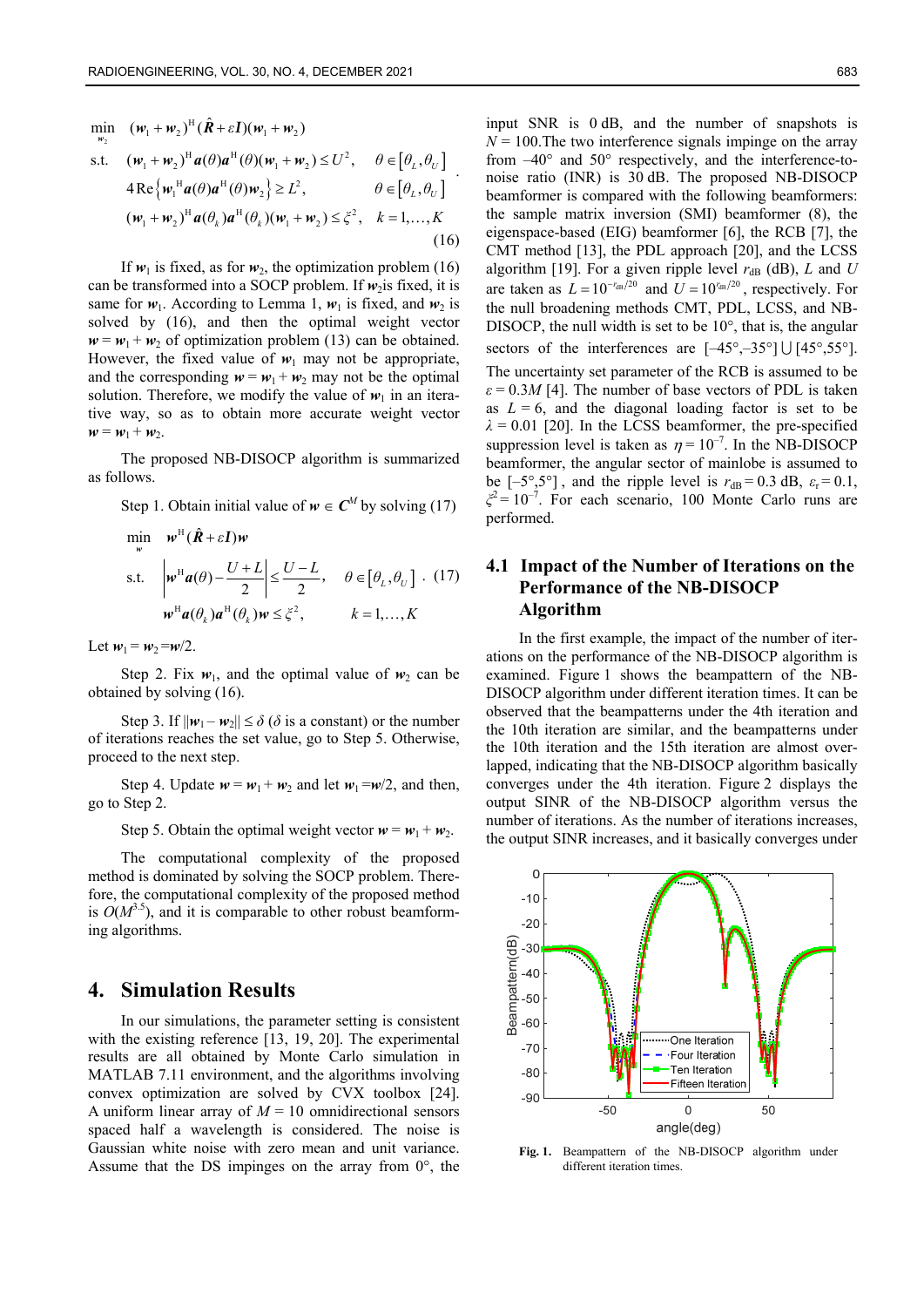$$
\begin{aligned}
\min_{\boldsymbol{w}_2} \quad & (\boldsymbol{w}_1+\boldsymbol{w}_2)^{\mathrm{H}}(\hat{\boldsymbol{R}}+\varepsilon\boldsymbol{I})(\boldsymbol{w}_1+\boldsymbol{w}_2) \\
\text{s.t.} \quad & (\boldsymbol{w}_1+\boldsymbol{w}_2)^{\mathrm{H}}\boldsymbol{a}(\theta)\boldsymbol{a}^{\mathrm{H}}(\theta)(\boldsymbol{w}_1+\boldsymbol{w}_2)\le U^2, \quad \theta\in[\theta_L,\theta_U] \\
& 4\,\mathrm{Re}\left\{\boldsymbol{w}_1^{\mathrm{H}}\boldsymbol{a}(\theta)\boldsymbol{a}^{\mathrm{H}}(\theta)\boldsymbol{w}_2\right\}\ge L^2, \quad \theta\in[\theta_L,\theta_U] \\
& (\boldsymbol{w}_1+\boldsymbol{w}_2)^{\mathrm{H}}\boldsymbol{a}(\theta_k)\boldsymbol{a}^{\mathrm{H}}(\theta_k)(\boldsymbol{w}_1+\boldsymbol{w}_2)\le\xi^2, \quad k=1,\ldots,K
\end{aligned}
\quad (16)
$$

If $\boldsymbol{w}_1$ is fixed, as for $\boldsymbol{w}_2$, the optimization problem (16) can be transformed into a SOCP problem. If $\boldsymbol{w}_2$is fixed, it is same for $\boldsymbol{w}_1$. According to Lemma 1, $\boldsymbol{w}_1$ is fixed, and $\boldsymbol{w}_2$ is solved by (16), and then the optimal weight vector $\boldsymbol{w} = \boldsymbol{w}_1 + \boldsymbol{w}_2$ of optimization problem (13) can be obtained. However, the fixed value of $\boldsymbol{w}_1$ may not be appropriate, and the corresponding $\boldsymbol{w} = \boldsymbol{w}_1 + \boldsymbol{w}_2$ may not be the optimal solution. Therefore, we modify the value of $\boldsymbol{w}_1$ in an iterative way, so as to obtain more accurate weight vector $\boldsymbol{w} = \boldsymbol{w}_1 + \boldsymbol{w}_2$.

The proposed NB-DISOCP algorithm is summarized as follows.

Step 1. Obtain initial value of $\boldsymbol{w} \in \boldsymbol{C}^M$ by solving (17)

$$
\begin{aligned}
\min_{\boldsymbol{w}} \quad & \boldsymbol{w}^{\mathrm{H}}(\hat{\boldsymbol{R}}+\varepsilon\boldsymbol{I})\boldsymbol{w} \\
\text{s.t.} \quad & \left|\boldsymbol{w}^{\mathrm{H}}\boldsymbol{a}(\theta)-\frac{U+L}{2}\right|\le\frac{U-L}{2}, \quad \theta\in[\theta_L,\theta_U] \\
& \boldsymbol{w}^{\mathrm{H}}\boldsymbol{a}(\theta_k)\boldsymbol{a}^{\mathrm{H}}(\theta_k)\boldsymbol{w}\le\xi^2, \quad k=1,\ldots,K
\end{aligned}
\quad (17)
$$

Let $\boldsymbol{w}_1 = \boldsymbol{w}_2 = \boldsymbol{w}/2$.

Step 2. Fix $\boldsymbol{w}_1$, and the optimal value of $\boldsymbol{w}_2$ can be obtained by solving (16).

Step 3. If $\|\boldsymbol{w}_1 - \boldsymbol{w}_2\| \le \delta$ ($\delta$ is a constant) or the number of iterations reaches the set value, go to Step 5. Otherwise, proceed to the next step.

Step 4. Update $\boldsymbol{w} = \boldsymbol{w}_1 + \boldsymbol{w}_2$ and let $\boldsymbol{w}_1 = \boldsymbol{w}/2$, and then, go to Step 2.

Step 5. Obtain the optimal weight vector $\boldsymbol{w} = \boldsymbol{w}_1 + \boldsymbol{w}_2$.

The computational complexity of the proposed method is dominated by solving the SOCP problem. Therefore, the computational complexity of the proposed method is $O(M^{3.5})$, and it is comparable to other robust beamforming algorithms.

## 4. Simulation Results

In our simulations, the parameter setting is consistent with the existing reference [13, 19, 20]. The experimental results are all obtained by Monte Carlo simulation in MATLAB 7.11 environment, and the algorithms involving convex optimization are solved by CVX toolbox [24]. A uniform linear array of $M = 10$ omnidirectional sensors spaced half a wavelength is considered. The noise is Gaussian white noise with zero mean and unit variance. Assume that the DS impinges on the array from 0°, the input SNR is 0 dB, and the number of snapshots is $N = 100$.The two interference signals impinge on the array from –40° and 50° respectively, and the interference-to-noise ratio (INR) is 30 dB. The proposed NB-DISOCP beamformer is compared with the following beamformers: the sample matrix inversion (SMI) beamformer (8), the eigenspace-based (EIG) beamformer [6], the RCB [7], the CMT method [13], the PDL approach [20], and the LCSS algorithm [19]. For a given ripple level $r_{\mathrm{dB}}$ (dB), $L$ and $U$ are taken as $L = 10^{-r_{\mathrm{dB}}/20}$ and $U = 10^{r_{\mathrm{dB}}/20}$, respectively. For the null broadening methods CMT, PDL, LCSS, and NB-DISOCP, the null width is set to be 10°, that is, the angular sectors of the interferences are $[-45°,-35°] \cup [45°,55°]$. The uncertainty set parameter of the RCB is assumed to be $\varepsilon = 0.3M$ [4]. The number of base vectors of PDL is taken as $L = 6$, and the diagonal loading factor is set to be $\lambda = 0.01$ [20]. In the LCSS beamformer, the pre-specified suppression level is taken as $\eta = 10^{-7}$. In the NB-DISOCP beamformer, the angular sector of mainlobe is assumed to be $[-5°,5°]$, and the ripple level is $r_{\mathrm{dB}} = 0.3$ dB, $\varepsilon_{\mathrm{r}} = 0.1$, $\xi^2 = 10^{-7}$. For each scenario, 100 Monte Carlo runs are performed.

### 4.1 Impact of the Number of Iterations on the Performance of the NB-DISOCP Algorithm

In the first example, the impact of the number of iterations on the performance of the NB-DISOCP algorithm is examined. Figure 1 shows the beampattern of the NB-DISOCP algorithm under different iteration times. It can be observed that the beampatterns under the 4th iteration and the 10th iteration are similar, and the beampatterns under the 10th iteration and the 15th iteration are almost overlapped, indicating that the NB-DISOCP algorithm basically converges under the 4th iteration. Figure 2 displays the output SINR of the NB-DISOCP algorithm versus the number of iterations. As the number of iterations increases, the output SINR increases, and it basically converges under

**Fig. 1.** Beampattern of the NB-DISOCP algorithm under different iteration times.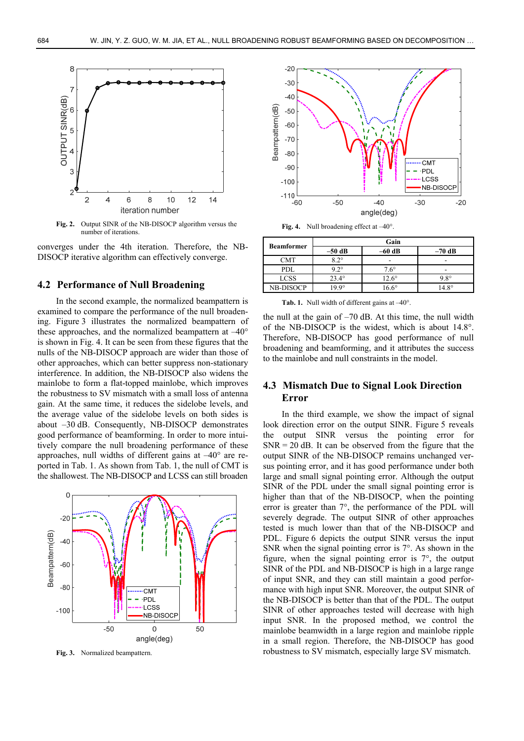Fig. 2. Output SINR of the NB-DISOCP algorithm versus the number of iterations.

converges under the 4th iteration. Therefore, the NB-DISOCP iterative algorithm can effectively converge.

## 4.2 Performance of Null Broadening

In the second example, the normalized beampattern is examined to compare the performance of the null broadening. Figure 3 illustrates the normalized beampattern of these approaches, and the normalized beampattern at –40° is shown in Fig. 4. It can be seen from these figures that the nulls of the NB-DISOCP approach are wider than those of other approaches, which can better suppress non-stationary interference. In addition, the NB-DISOCP also widens the mainlobe to form a flat-topped mainlobe, which improves the robustness to SV mismatch with a small loss of antenna gain. At the same time, it reduces the sidelobe levels, and the average value of the sidelobe levels on both sides is about –30 dB. Consequently, NB-DISOCP demonstrates good performance of beamforming. In order to more intuitively compare the null broadening performance of these approaches, null widths of different gains at –40° are reported in Tab. 1. As shown from Tab. 1, the null of CMT is the shallowest. The NB-DISOCP and LCSS can still broaden

Fig. 3. Normalized beampattern.

Fig. 4. Null broadening effect at –40°.

| Beamformer | Gain | | |
|---|---|---|---|
| | –50 dB | –60 dB | –70 dB |
| CMT | 8.2° | - | - |
| PDL | 9.2° | 7.6° | - |
| LCSS | 23.4° | 12.6° | 9.8° |
| NB-DISOCP | 19.9° | 16.6° | 14.8° |

Tab. 1. Null width of different gains at –40°.

the null at the gain of –70 dB. At this time, the null width of the NB-DISOCP is the widest, which is about 14.8°. Therefore, NB-DISOCP has good performance of null broadening and beamforming, and it attributes the success to the mainlobe and null constraints in the model.

## 4.3 Mismatch Due to Signal Look Direction Error

In the third example, we show the impact of signal look direction error on the output SINR. Figure 5 reveals the output SINR versus the pointing error for SNR = 20 dB. It can be observed from the figure that the output SINR of the NB-DISOCP remains unchanged versus pointing error, and it has good performance under both large and small signal pointing error. Although the output SINR of the PDL under the small signal pointing error is higher than that of the NB-DISOCP, when the pointing error is greater than 7°, the performance of the PDL will severely degrade. The output SINR of other approaches tested is much lower than that of the NB-DISOCP and PDL. Figure 6 depicts the output SINR versus the input SNR when the signal pointing error is 7°. As shown in the figure, when the signal pointing error is 7°, the output SINR of the PDL and NB-DISOCP is high in a large range of input SNR, and they can still maintain a good performance with high input SNR. Moreover, the output SINR of the NB-DISOCP is better than that of the PDL. The output SINR of other approaches tested will decrease with high input SNR. In the proposed method, we control the mainlobe beamwidth in a large region and mainlobe ripple in a small region. Therefore, the NB-DISOCP has good robustness to SV mismatch, especially large SV mismatch.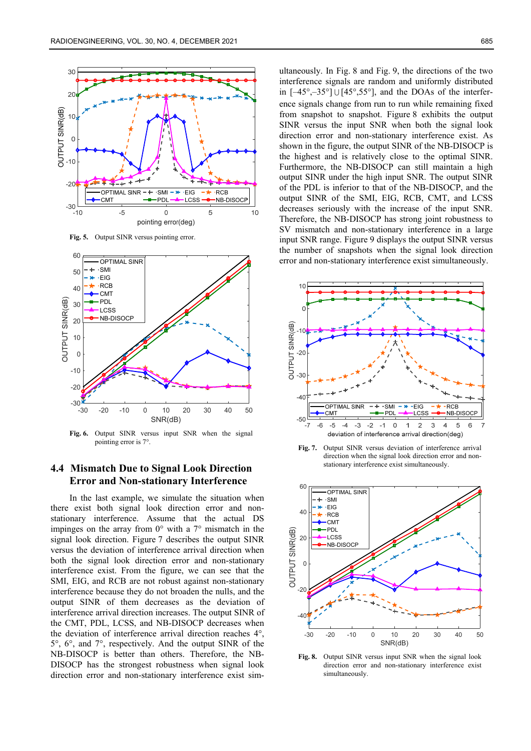Fig. 5. Output SINR versus pointing error.

Fig. 6. Output SINR versus input SNR when the signal pointing error is 7°.

## 4.4 Mismatch Due to Signal Look Direction Error and Non-stationary Interference

In the last example, we simulate the situation when there exist both signal look direction error and non-stationary interference. Assume that the actual DS impinges on the array from 0° with a 7° mismatch in the signal look direction. Figure 7 describes the output SINR versus the deviation of interference arrival direction when both the signal look direction error and non-stationary interference exist. From the figure, we can see that the SMI, EIG, and RCB are not robust against non-stationary interference because they do not broaden the nulls, and the output SINR of them decreases as the deviation of interference arrival direction increases. The output SINR of the CMT, PDL, LCSS, and NB-DISOCP decreases when the deviation of interference arrival direction reaches 4°, 5°, 6°, and 7°, respectively. And the output SINR of the NB-DISOCP is better than others. Therefore, the NB-DISOCP has the strongest robustness when signal look direction error and non-stationary interference exist simultaneously. In Fig. 8 and Fig. 9, the directions of the two interference signals are random and uniformly distributed in $[-45°,-35°] \cup [45°,55°]$, and the DOAs of the interference signals change from run to run while remaining fixed from snapshot to snapshot. Figure 8 exhibits the output SINR versus the input SNR when both the signal look direction error and non-stationary interference exist. As shown in the figure, the output SINR of the NB-DISOCP is the highest and is relatively close to the optimal SINR. Furthermore, the NB-DISOCP can still maintain a high output SINR under the high input SNR. The output SINR of the PDL is inferior to that of the NB-DISOCP, and the output SINR of the SMI, EIG, RCB, CMT, and LCSS decreases seriously with the increase of the input SNR. Therefore, the NB-DISOCP has strong joint robustness to SV mismatch and non-stationary interference in a large input SNR range. Figure 9 displays the output SINR versus the number of snapshots when the signal look direction error and non-stationary interference exist simultaneously.

Fig. 7. Output SINR versus deviation of interference arrival direction when the signal look direction error and non-stationary interference exist simultaneously.

Fig. 8. Output SINR versus input SNR when the signal look direction error and non-stationary interference exist simultaneously.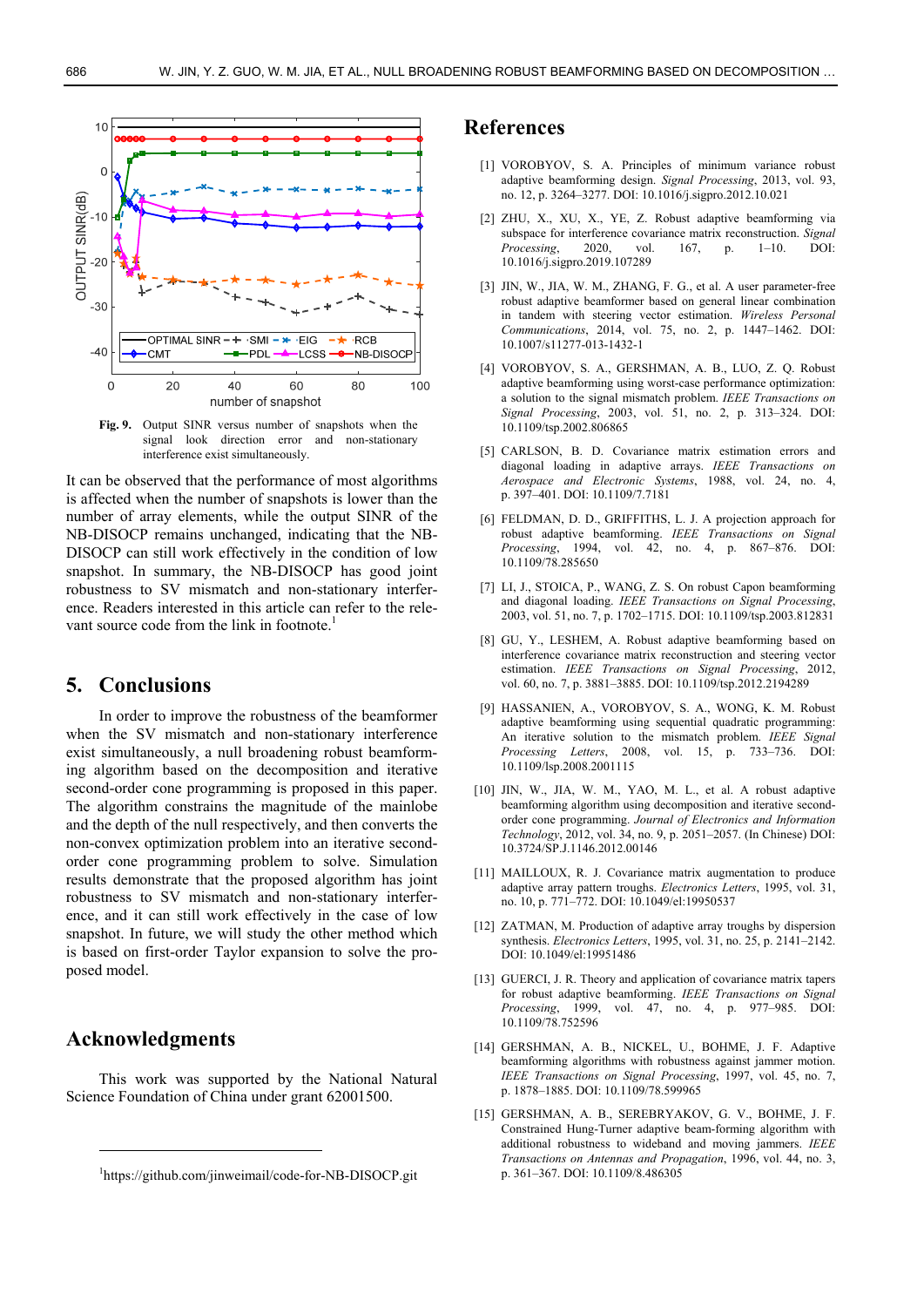Fig. 9. Output SINR versus number of snapshots when the signal look direction error and non-stationary interference exist simultaneously.

It can be observed that the performance of most algorithms is affected when the number of snapshots is lower than the number of array elements, while the output SINR of the NB-DISOCP remains unchanged, indicating that the NB-DISOCP can still work effectively in the condition of low snapshot. In summary, the NB-DISOCP has good joint robustness to SV mismatch and non-stationary interference. Readers interested in this article can refer to the relevant source code from the link in footnote.[1]

## 5. Conclusions

In order to improve the robustness of the beamformer when the SV mismatch and non-stationary interference exist simultaneously, a null broadening robust beamforming algorithm based on the decomposition and iterative second-order cone programming is proposed in this paper. The algorithm constrains the magnitude of the mainlobe and the depth of the null respectively, and then converts the non-convex optimization problem into an iterative second-order cone programming problem to solve. Simulation results demonstrate that the proposed algorithm has joint robustness to SV mismatch and non-stationary interference, and it can still work effectively in the case of low snapshot. In future, we will study the other method which is based on first-order Taylor expansion to solve the proposed model.

## Acknowledgments

This work was supported by the National Natural Science Foundation of China under grant 62001500.

[1] https://github.com/jinweimail/code-for-NB-DISOCP.git

## References

[1] VOROBYOV, S. A. Principles of minimum variance robust adaptive beamforming design. *Signal Processing*, 2013, vol. 93, no. 12, p. 3264–3277. DOI: 10.1016/j.sigpro.2012.10.021

[2] ZHU, X., XU, X., YE, Z. Robust adaptive beamforming via subspace for interference covariance matrix reconstruction. *Signal Processing*, 2020, vol. 167, p. 1–10. DOI: 10.1016/j.sigpro.2019.107289

[3] JIN, W., JIA, W. M., ZHANG, F. G., et al. A user parameter-free robust adaptive beamformer based on general linear combination in tandem with steering vector estimation. *Wireless Personal Communications*, 2014, vol. 75, no. 2, p. 1447–1462. DOI: 10.1007/s11277-013-1432-1

[4] VOROBYOV, S. A., GERSHMAN, A. B., LUO, Z. Q. Robust adaptive beamforming using worst-case performance optimization: a solution to the signal mismatch problem. *IEEE Transactions on Signal Processing*, 2003, vol. 51, no. 2, p. 313–324. DOI: 10.1109/tsp.2002.806865

[5] CARLSON, B. D. Covariance matrix estimation errors and diagonal loading in adaptive arrays. *IEEE Transactions on Aerospace and Electronic Systems*, 1988, vol. 24, no. 4, p. 397–401. DOI: 10.1109/7.7181

[6] FELDMAN, D. D., GRIFFITHS, L. J. A projection approach for robust adaptive beamforming. *IEEE Transactions on Signal Processing*, 1994, vol. 42, no. 4, p. 867–876. DOI: 10.1109/78.285650

[7] LI, J., STOICA, P., WANG, Z. S. On robust Capon beamforming and diagonal loading. *IEEE Transactions on Signal Processing*, 2003, vol. 51, no. 7, p. 1702–1715. DOI: 10.1109/tsp.2003.812831

[8] GU, Y., LESHEM, A. Robust adaptive beamforming based on interference covariance matrix reconstruction and steering vector estimation. *IEEE Transactions on Signal Processing*, 2012, vol. 60, no. 7, p. 3881–3885. DOI: 10.1109/tsp.2012.2194289

[9] HASSANIEN, A., VOROBYOV, S. A., WONG, K. M. Robust adaptive beamforming using sequential quadratic programming: An iterative solution to the mismatch problem. *IEEE Signal Processing Letters*, 2008, vol. 15, p. 733–736. DOI: 10.1109/lsp.2008.2001115

[10] JIN, W., JIA, W. M., YAO, M. L., et al. A robust adaptive beamforming algorithm using decomposition and iterative second-order cone programming. *Journal of Electronics and Information Technology*, 2012, vol. 34, no. 9, p. 2051–2057. (In Chinese) DOI: 10.3724/SP.J.1146.2012.00146

[11] MAILLOUX, R. J. Covariance matrix augmentation to produce adaptive array pattern troughs. *Electronics Letters*, 1995, vol. 31, no. 10, p. 771–772. DOI: 10.1049/el:19950537

[12] ZATMAN, M. Production of adaptive array troughs by dispersion synthesis. *Electronics Letters*, 1995, vol. 31, no. 25, p. 2141–2142. DOI: 10.1049/el:19951486

[13] GUERCI, J. R. Theory and application of covariance matrix tapers for robust adaptive beamforming. *IEEE Transactions on Signal Processing*, 1999, vol. 47, no. 4, p. 977–985. DOI: 10.1109/78.752596

[14] GERSHMAN, A. B., NICKEL, U., BOHME, J. F. Adaptive beamforming algorithms with robustness against jammer motion. *IEEE Transactions on Signal Processing*, 1997, vol. 45, no. 7, p. 1878–1885. DOI: 10.1109/78.599965

[15] GERSHMAN, A. B., SEREBRYAKOV, G. V., BOHME, J. F. Constrained Hung-Turner adaptive beam-forming algorithm with additional robustness to wideband and moving jammers. *IEEE Transactions on Antennas and Propagation*, 1996, vol. 44, no. 3, p. 361–367. DOI: 10.1109/8.486305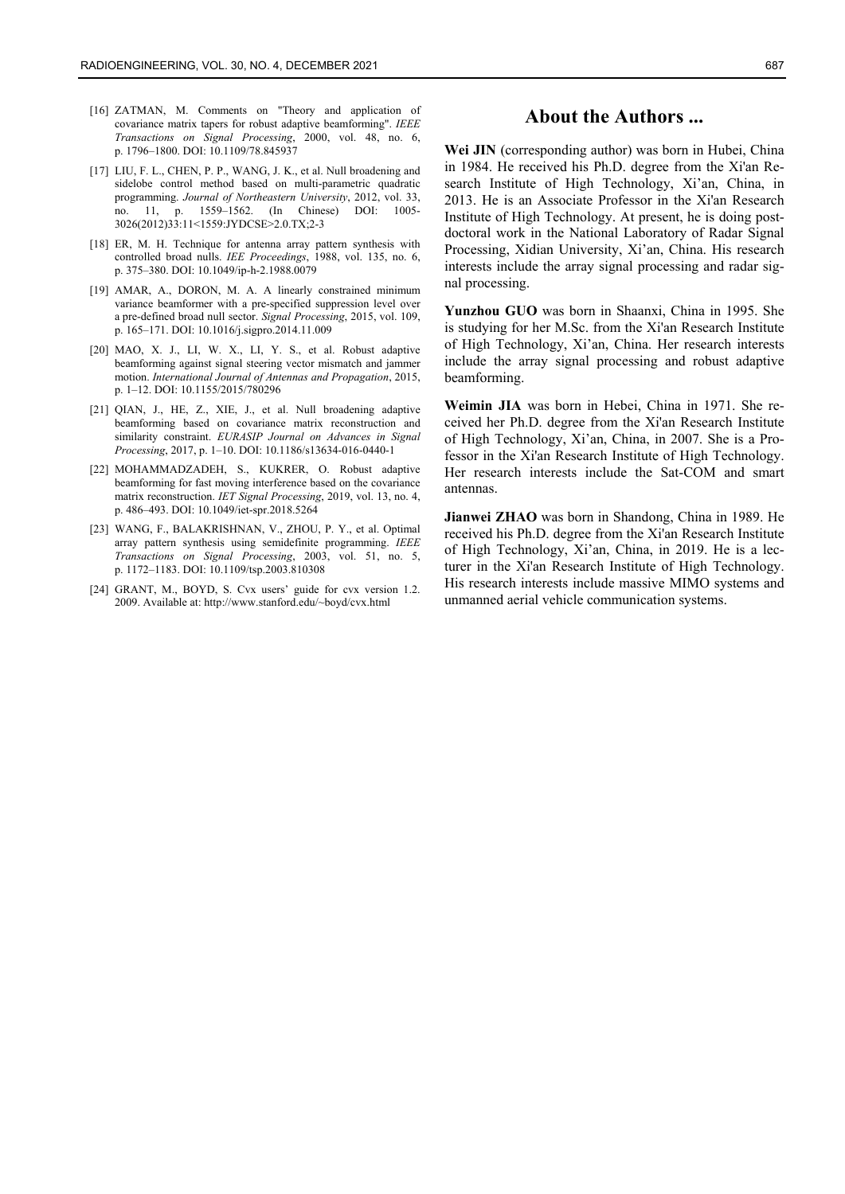[16] ZATMAN, M. Comments on "Theory and application of covariance matrix tapers for robust adaptive beamforming". *IEEE Transactions on Signal Processing*, 2000, vol. 48, no. 6, p. 1796–1800. DOI: 10.1109/78.845937

[17] LIU, F. L., CHEN, P. P., WANG, J. K., et al. Null broadening and sidelobe control method based on multi-parametric quadratic programming. *Journal of Northeastern University*, 2012, vol. 33, no. 11, p. 1559–1562. (In Chinese) DOI: 1005-3026(2012)33:11<1559:JYDCSE>2.0.TX;2-3

[18] ER, M. H. Technique for antenna array pattern synthesis with controlled broad nulls. *IEE Proceedings*, 1988, vol. 135, no. 6, p. 375–380. DOI: 10.1049/ip-h-2.1988.0079

[19] AMAR, A., DORON, M. A. A linearly constrained minimum variance beamformer with a pre-specified suppression level over a pre-defined broad null sector. *Signal Processing*, 2015, vol. 109, p. 165–171. DOI: 10.1016/j.sigpro.2014.11.009

[20] MAO, X. J., LI, W. X., LI, Y. S., et al. Robust adaptive beamforming against signal steering vector mismatch and jammer motion. *International Journal of Antennas and Propagation*, 2015, p. 1–12. DOI: 10.1155/2015/780296

[21] QIAN, J., HE, Z., XIE, J., et al. Null broadening adaptive beamforming based on covariance matrix reconstruction and similarity constraint. *EURASIP Journal on Advances in Signal Processing*, 2017, p. 1–10. DOI: 10.1186/s13634-016-0440-1

[22] MOHAMMADZADEH, S., KUKRER, O. Robust adaptive beamforming for fast moving interference based on the covariance matrix reconstruction. *IET Signal Processing*, 2019, vol. 13, no. 4, p. 486–493. DOI: 10.1049/iet-spr.2018.5264

[23] WANG, F., BALAKRISHNAN, V., ZHOU, P. Y., et al. Optimal array pattern synthesis using semidefinite programming. *IEEE Transactions on Signal Processing*, 2003, vol. 51, no. 5, p. 1172–1183. DOI: 10.1109/tsp.2003.810308

[24] GRANT, M., BOYD, S. Cvx users' guide for cvx version 1.2. 2009. Available at: http://www.stanford.edu/~boyd/cvx.html

# About the Authors ...

**Wei JIN** (corresponding author) was born in Hubei, China in 1984. He received his Ph.D. degree from the Xi'an Research Institute of High Technology, Xi'an, China, in 2013. He is an Associate Professor in the Xi'an Research Institute of High Technology. At present, he is doing post-doctoral work in the National Laboratory of Radar Signal Processing, Xidian University, Xi'an, China. His research interests include the array signal processing and radar signal processing.

**Yunzhou GUO** was born in Shaanxi, China in 1995. She is studying for her M.Sc. from the Xi'an Research Institute of High Technology, Xi'an, China. Her research interests include the array signal processing and robust adaptive beamforming.

**Weimin JIA** was born in Hebei, China in 1971. She received her Ph.D. degree from the Xi'an Research Institute of High Technology, Xi'an, China, in 2007. She is a Professor in the Xi'an Research Institute of High Technology. Her research interests include the Sat-COM and smart antennas.

**Jianwei ZHAO** was born in Shandong, China in 1989. He received his Ph.D. degree from the Xi'an Research Institute of High Technology, Xi'an, China, in 2019. He is a lecturer in the Xi'an Research Institute of High Technology. His research interests include massive MIMO systems and unmanned aerial vehicle communication systems.